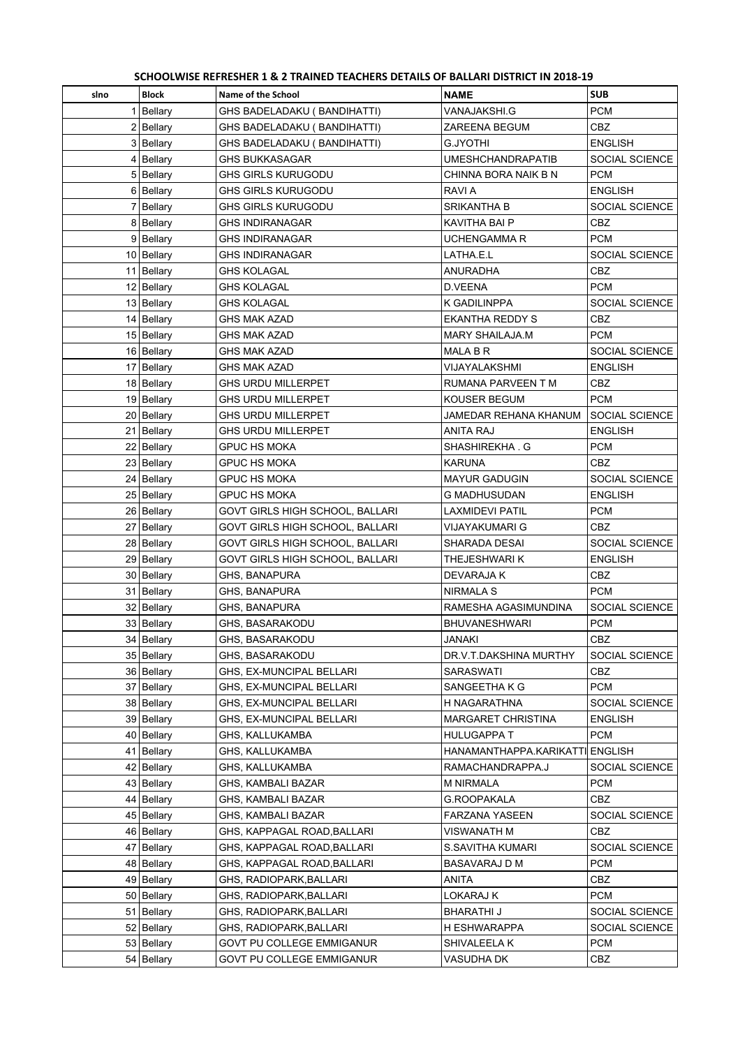**SCHOOLWISE REFRESHER 1 & 2 TRAINED TEACHERS DETAILS OF BALLARI DISTRICT IN 2018-19**

| slno | Block | Name of the School | NAME | SUB |
|---|---|---|---|---|
| 1 | Bellary | GHS BADELADAKU ( BANDIHATTI) | VANAJAKSHI.G | PCM |
| 2 | Bellary | GHS BADELADAKU ( BANDIHATTI) | ZAREENA BEGUM | CBZ |
| 3 | Bellary | GHS BADELADAKU ( BANDIHATTI) | G.JYOTHI | ENGLISH |
| 4 | Bellary | GHS BUKKASAGAR | UMESHCHANDRAPATIB | SOCIAL SCIENCE |
| 5 | Bellary | GHS GIRLS KURUGODU | CHINNA BORA NAIK B N | PCM |
| 6 | Bellary | GHS GIRLS KURUGODU | RAVI A | ENGLISH |
| 7 | Bellary | GHS GIRLS KURUGODU | SRIKANTHA B | SOCIAL SCIENCE |
| 8 | Bellary | GHS INDIRANAGAR | KAVITHA BAI P | CBZ |
| 9 | Bellary | GHS INDIRANAGAR | UCHENGAMMA R | PCM |
| 10 | Bellary | GHS INDIRANAGAR | LATHA.E.L | SOCIAL SCIENCE |
| 11 | Bellary | GHS KOLAGAL | ANURADHA | CBZ |
| 12 | Bellary | GHS KOLAGAL | D.VEENA | PCM |
| 13 | Bellary | GHS KOLAGAL | K GADILINPPA | SOCIAL SCIENCE |
| 14 | Bellary | GHS MAK AZAD | EKANTHA REDDY S | CBZ |
| 15 | Bellary | GHS MAK AZAD | MARY SHAILAJA.M | PCM |
| 16 | Bellary | GHS MAK AZAD | MALA B R | SOCIAL SCIENCE |
| 17 | Bellary | GHS MAK AZAD | VIJAYALAKSHMI | ENGLISH |
| 18 | Bellary | GHS URDU MILLERPET | RUMANA PARVEEN T M | CBZ |
| 19 | Bellary | GHS URDU MILLERPET | KOUSER BEGUM | PCM |
| 20 | Bellary | GHS URDU MILLERPET | JAMEDAR REHANA KHANUM | SOCIAL SCIENCE |
| 21 | Bellary | GHS URDU MILLERPET | ANITA RAJ | ENGLISH |
| 22 | Bellary | GPUC HS MOKA | SHASHIREKHA . G | PCM |
| 23 | Bellary | GPUC HS MOKA | KARUNA | CBZ |
| 24 | Bellary | GPUC HS MOKA | MAYUR GADUGIN | SOCIAL SCIENCE |
| 25 | Bellary | GPUC HS MOKA | G MADHUSUDAN | ENGLISH |
| 26 | Bellary | GOVT GIRLS HIGH SCHOOL, BALLARI | LAXMIDEVI PATIL | PCM |
| 27 | Bellary | GOVT GIRLS HIGH SCHOOL, BALLARI | VIJAYAKUMARI G | CBZ |
| 28 | Bellary | GOVT GIRLS HIGH SCHOOL, BALLARI | SHARADA DESAI | SOCIAL SCIENCE |
| 29 | Bellary | GOVT GIRLS HIGH SCHOOL, BALLARI | THEJESHWARI K | ENGLISH |
| 30 | Bellary | GHS, BANAPURA | DEVARAJA K | CBZ |
| 31 | Bellary | GHS, BANAPURA | NIRMALA S | PCM |
| 32 | Bellary | GHS, BANAPURA | RAMESHA AGASIMUNDINA | SOCIAL SCIENCE |
| 33 | Bellary | GHS, BASARAKODU | BHUVANESHWARI | PCM |
| 34 | Bellary | GHS, BASARAKODU | JANAKI | CBZ |
| 35 | Bellary | GHS, BASARAKODU | DR.V.T.DAKSHINA MURTHY | SOCIAL SCIENCE |
| 36 | Bellary | GHS, EX-MUNCIPAL BELLARI | SARASWATI | CBZ |
| 37 | Bellary | GHS, EX-MUNCIPAL BELLARI | SANGEETHA K G | PCM |
| 38 | Bellary | GHS, EX-MUNCIPAL BELLARI | H NAGARATHNA | SOCIAL SCIENCE |
| 39 | Bellary | GHS, EX-MUNCIPAL BELLARI | MARGARET CHRISTINA | ENGLISH |
| 40 | Bellary | GHS, KALLUKAMBA | HULUGAPPA T | PCM |
| 41 | Bellary | GHS, KALLUKAMBA | HANAMANTHAPPA.KARIKATTI | ENGLISH |
| 42 | Bellary | GHS, KALLUKAMBA | RAMACHANDRAPPA.J | SOCIAL SCIENCE |
| 43 | Bellary | GHS, KAMBALI BAZAR | M NIRMALA | PCM |
| 44 | Bellary | GHS, KAMBALI BAZAR | G.ROOPAKALA | CBZ |
| 45 | Bellary | GHS, KAMBALI BAZAR | FARZANA YASEEN | SOCIAL SCIENCE |
| 46 | Bellary | GHS, KAPPAGAL ROAD,BALLARI | VISWANATH M | CBZ |
| 47 | Bellary | GHS, KAPPAGAL ROAD,BALLARI | S.SAVITHA KUMARI | SOCIAL SCIENCE |
| 48 | Bellary | GHS, KAPPAGAL ROAD,BALLARI | BASAVARAJ D M | PCM |
| 49 | Bellary | GHS, RADIOPARK,BALLARI | ANITA | CBZ |
| 50 | Bellary | GHS, RADIOPARK,BALLARI | LOKARAJ K | PCM |
| 51 | Bellary | GHS, RADIOPARK,BALLARI | BHARATHI J | SOCIAL SCIENCE |
| 52 | Bellary | GHS, RADIOPARK,BALLARI | H ESHWARAPPA | SOCIAL SCIENCE |
| 53 | Bellary | GOVT PU COLLEGE EMMIGANUR | SHIVALEELA K | PCM |
| 54 | Bellary | GOVT PU COLLEGE EMMIGANUR | VASUDHA DK | CBZ |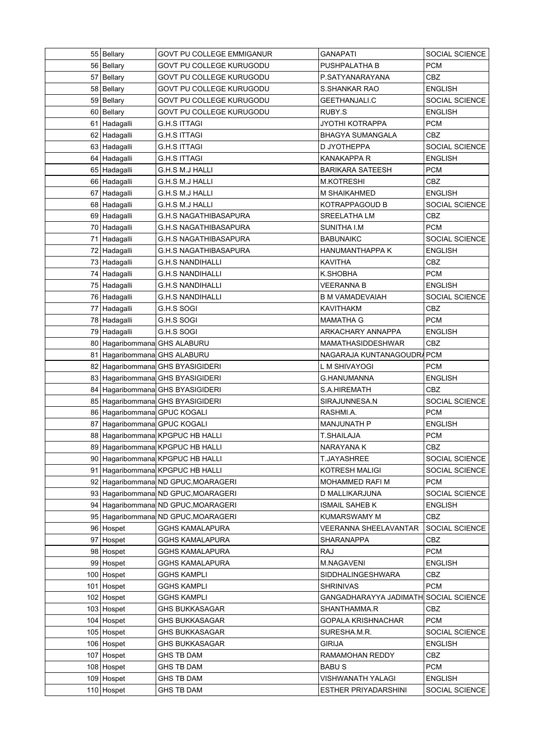| | | | | |
|---|---|---|---|---|
| 55 | Bellary | GOVT PU COLLEGE EMMIGANUR | GANAPATI | SOCIAL SCIENCE |
| 56 | Bellary | GOVT PU COLLEGE KURUGODU | PUSHPALATHA B | PCM |
| 57 | Bellary | GOVT PU COLLEGE KURUGODU | P.SATYANARAYANA | CBZ |
| 58 | Bellary | GOVT PU COLLEGE KURUGODU | S.SHANKAR RAO | ENGLISH |
| 59 | Bellary | GOVT PU COLLEGE KURUGODU | GEETHANJALI.C | SOCIAL SCIENCE |
| 60 | Bellary | GOVT PU COLLEGE KURUGODU | RUBY.S | ENGLISH |
| 61 | Hadagalli | G.H.S ITTAGI | JYOTHI KOTRAPPA | PCM |
| 62 | Hadagalli | G.H.S ITTAGI | BHAGYA SUMANGALA | CBZ |
| 63 | Hadagalli | G.H.S ITTAGI | D JYOTHEPPA | SOCIAL SCIENCE |
| 64 | Hadagalli | G.H.S ITTAGI | KANAKAPPA R | ENGLISH |
| 65 | Hadagalli | G.H.S M.J HALLI | BARIKARA SATEESH | PCM |
| 66 | Hadagalli | G.H.S M.J HALLI | M.KOTRESHI | CBZ |
| 67 | Hadagalli | G.H.S M.J HALLI | M SHAIKAHMED | ENGLISH |
| 68 | Hadagalli | G.H.S M.J HALLI | KOTRAPPAGOUD B | SOCIAL SCIENCE |
| 69 | Hadagalli | G.H.S NAGATHIBASAPURA | SREELATHA LM | CBZ |
| 70 | Hadagalli | G.H.S NAGATHIBASAPURA | SUNITHA I.M | PCM |
| 71 | Hadagalli | G.H.S NAGATHIBASAPURA | BABUNAIKC | SOCIAL SCIENCE |
| 72 | Hadagalli | G.H.S NAGATHIBASAPURA | HANUMANTHAPPA K | ENGLISH |
| 73 | Hadagalli | G.H.S NANDIHALLI | KAVITHA | CBZ |
| 74 | Hadagalli | G.H.S NANDIHALLI | K.SHOBHA | PCM |
| 75 | Hadagalli | G.H.S NANDIHALLI | VEERANNA B | ENGLISH |
| 76 | Hadagalli | G.H.S NANDIHALLI | B M VAMADEVAIAH | SOCIAL SCIENCE |
| 77 | Hadagalli | G.H.S SOGI | KAVITHAKM | CBZ |
| 78 | Hadagalli | G.H.S SOGI | MAMATHA G | PCM |
| 79 | Hadagalli | G.H.S SOGI | ARKACHARY ANNAPPA | ENGLISH |
| 80 | Hagaribommana | GHS ALABURU | MAMATHASIDDESHWAR | CBZ |
| 81 | Hagaribommana | GHS ALABURU | NAGARAJA KUNTANAGOUDRA | PCM |
| 82 | Hagaribommana | GHS BYASIGIDERI | L M SHIVAYOGI | PCM |
| 83 | Hagaribommana | GHS BYASIGIDERI | G.HANUMANNA | ENGLISH |
| 84 | Hagaribommana | GHS BYASIGIDERI | S.A.HIREMATH | CBZ |
| 85 | Hagaribommana | GHS BYASIGIDERI | SIRAJUNNESA.N | SOCIAL SCIENCE |
| 86 | Hagaribommana | GPUC KOGALI | RASHMI.A. | PCM |
| 87 | Hagaribommana | GPUC KOGALI | MANJUNATH P | ENGLISH |
| 88 | Hagaribommana | KPGPUC HB HALLI | T.SHAILAJA | PCM |
| 89 | Hagaribommana | KPGPUC HB HALLI | NARAYANA K | CBZ |
| 90 | Hagaribommana | KPGPUC HB HALLI | T.JAYASHREE | SOCIAL SCIENCE |
| 91 | Hagaribommana | KPGPUC HB HALLI | KOTRESH MALIGI | SOCIAL SCIENCE |
| 92 | Hagaribommana | ND GPUC,MOARAGERI | MOHAMMED RAFI M | PCM |
| 93 | Hagaribommana | ND GPUC,MOARAGERI | D MALLIKARJUNA | SOCIAL SCIENCE |
| 94 | Hagaribommana | ND GPUC,MOARAGERI | ISMAIL SAHEB K | ENGLISH |
| 95 | Hagaribommana | ND GPUC,MOARAGERI | KUMARSWAMY M | CBZ |
| 96 | Hospet | GGHS KAMALAPURA | VEERANNA SHEELAVANTAR | SOCIAL SCIENCE |
| 97 | Hospet | GGHS KAMALAPURA | SHARANAPPA | CBZ |
| 98 | Hospet | GGHS KAMALAPURA | RAJ | PCM |
| 99 | Hospet | GGHS KAMALAPURA | M.NAGAVENI | ENGLISH |
| 100 | Hospet | GGHS KAMPLI | SIDDHALINGESHWARA | CBZ |
| 101 | Hospet | GGHS KAMPLI | SHRINIVAS | PCM |
| 102 | Hospet | GGHS KAMPLI | GANGADHARAYYA JADIMATH | SOCIAL SCIENCE |
| 103 | Hospet | GHS BUKKASAGAR | SHANTHAMMA.R | CBZ |
| 104 | Hospet | GHS BUKKASAGAR | GOPALA KRISHNACHAR | PCM |
| 105 | Hospet | GHS BUKKASAGAR | SURESHA.M.R. | SOCIAL SCIENCE |
| 106 | Hospet | GHS BUKKASAGAR | GIRIJA | ENGLISH |
| 107 | Hospet | GHS TB DAM | RAMAMOHAN REDDY | CBZ |
| 108 | Hospet | GHS TB DAM | BABU S | PCM |
| 109 | Hospet | GHS TB DAM | VISHWANATH YALAGI | ENGLISH |
| 110 | Hospet | GHS TB DAM | ESTHER PRIYADARSHINI | SOCIAL SCIENCE |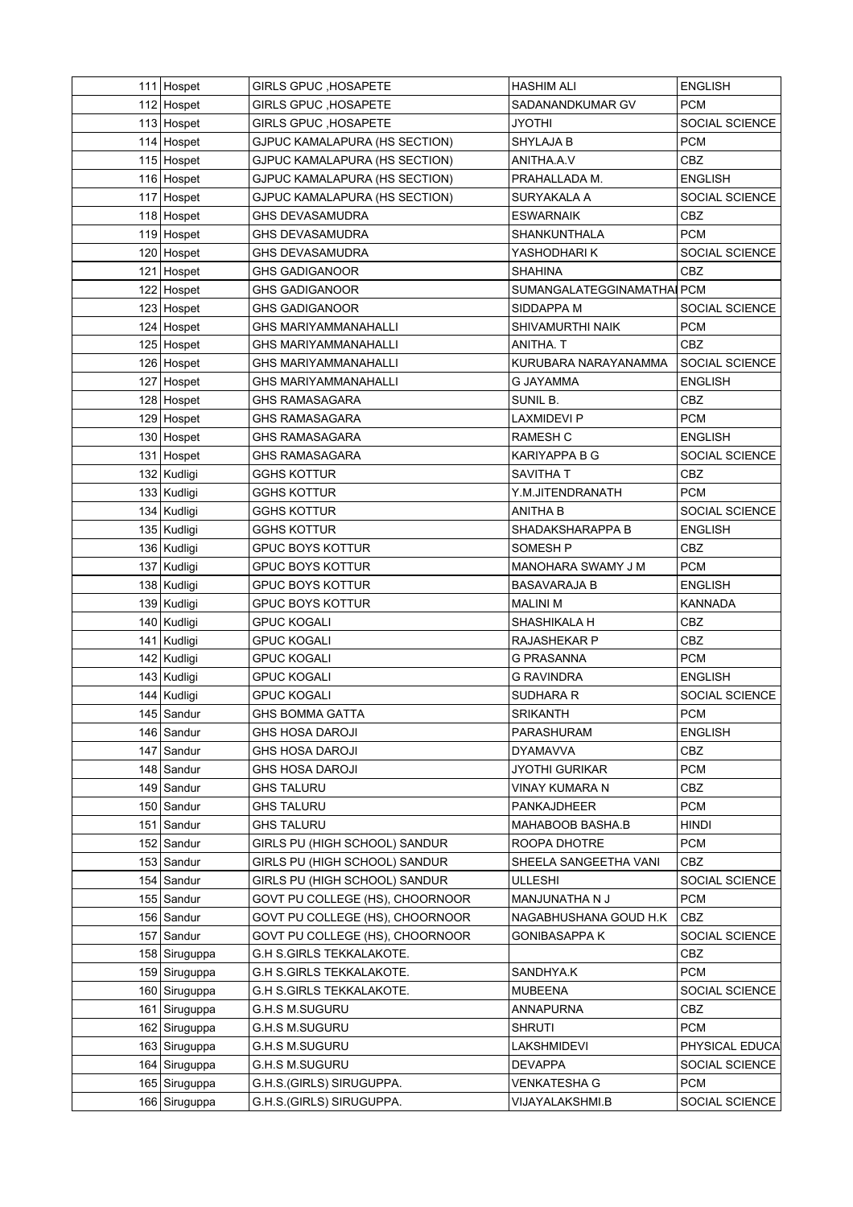| 111 | Hospet | GIRLS GPUC ,HOSAPETE | HASHIM ALI | ENGLISH |
|---|---|---|---|---|
| 112 | Hospet | GIRLS GPUC ,HOSAPETE | SADANANDKUMAR GV | PCM |
| 113 | Hospet | GIRLS GPUC ,HOSAPETE | JYOTHI | SOCIAL SCIENCE |
| 114 | Hospet | GJPUC KAMALAPURA (HS SECTION) | SHYLAJA B | PCM |
| 115 | Hospet | GJPUC KAMALAPURA (HS SECTION) | ANITHA.A.V | CBZ |
| 116 | Hospet | GJPUC KAMALAPURA (HS SECTION) | PRAHALLADA M. | ENGLISH |
| 117 | Hospet | GJPUC KAMALAPURA (HS SECTION) | SURYAKALA A | SOCIAL SCIENCE |
| 118 | Hospet | GHS DEVASAMUDRA | ESWARNAIK | CBZ |
| 119 | Hospet | GHS DEVASAMUDRA | SHANKUNTHALA | PCM |
| 120 | Hospet | GHS DEVASAMUDRA | YASHODHARI K | SOCIAL SCIENCE |
| 121 | Hospet | GHS GADIGANOOR | SHAHINA | CBZ |
| 122 | Hospet | GHS GADIGANOOR | SUMANGALATEGGINAMATHA | PCM |
| 123 | Hospet | GHS GADIGANOOR | SIDDAPPA M | SOCIAL SCIENCE |
| 124 | Hospet | GHS MARIYAMMANAHALLI | SHIVAMURTHI NAIK | PCM |
| 125 | Hospet | GHS MARIYAMMANAHALLI | ANITHA. T | CBZ |
| 126 | Hospet | GHS MARIYAMMANAHALLI | KURUBARA NARAYANAMMA | SOCIAL SCIENCE |
| 127 | Hospet | GHS MARIYAMMANAHALLI | G JAYAMMA | ENGLISH |
| 128 | Hospet | GHS RAMASAGARA | SUNIL B. | CBZ |
| 129 | Hospet | GHS RAMASAGARA | LAXMIDEVI P | PCM |
| 130 | Hospet | GHS RAMASAGARA | RAMESH C | ENGLISH |
| 131 | Hospet | GHS RAMASAGARA | KARIYAPPA B G | SOCIAL SCIENCE |
| 132 | Kudligi | GGHS KOTTUR | SAVITHA T | CBZ |
| 133 | Kudligi | GGHS KOTTUR | Y.M.JITENDRANATH | PCM |
| 134 | Kudligi | GGHS KOTTUR | ANITHA B | SOCIAL SCIENCE |
| 135 | Kudligi | GGHS KOTTUR | SHADAKSHARAPPA B | ENGLISH |
| 136 | Kudligi | GPUC BOYS KOTTUR | SOMESH P | CBZ |
| 137 | Kudligi | GPUC BOYS KOTTUR | MANOHARA SWAMY J M | PCM |
| 138 | Kudligi | GPUC BOYS KOTTUR | BASAVARAJA B | ENGLISH |
| 139 | Kudligi | GPUC BOYS KOTTUR | MALINI M | KANNADA |
| 140 | Kudligi | GPUC KOGALI | SHASHIKALA H | CBZ |
| 141 | Kudligi | GPUC KOGALI | RAJASHEKAR P | CBZ |
| 142 | Kudligi | GPUC KOGALI | G PRASANNA | PCM |
| 143 | Kudligi | GPUC KOGALI | G RAVINDRA | ENGLISH |
| 144 | Kudligi | GPUC KOGALI | SUDHARA R | SOCIAL SCIENCE |
| 145 | Sandur | GHS BOMMA GATTA | SRIKANTH | PCM |
| 146 | Sandur | GHS HOSA DAROJI | PARASHURAM | ENGLISH |
| 147 | Sandur | GHS HOSA DAROJI | DYAMAVVA | CBZ |
| 148 | Sandur | GHS HOSA DAROJI | JYOTHI GURIKAR | PCM |
| 149 | Sandur | GHS TALURU | VINAY KUMARA N | CBZ |
| 150 | Sandur | GHS TALURU | PANKAJDHEER | PCM |
| 151 | Sandur | GHS TALURU | MAHABOOB BASHA.B | HINDI |
| 152 | Sandur | GIRLS PU (HIGH SCHOOL) SANDUR | ROOPA DHOTRE | PCM |
| 153 | Sandur | GIRLS PU (HIGH SCHOOL) SANDUR | SHEELA SANGEETHA VANI | CBZ |
| 154 | Sandur | GIRLS PU (HIGH SCHOOL) SANDUR | ULLESHI | SOCIAL SCIENCE |
| 155 | Sandur | GOVT PU COLLEGE (HS), CHOORNOOR | MANJUNATHA N J | PCM |
| 156 | Sandur | GOVT PU COLLEGE (HS), CHOORNOOR | NAGABHUSHANA GOUD H.K | CBZ |
| 157 | Sandur | GOVT PU COLLEGE (HS), CHOORNOOR | GONIBASAPPA K | SOCIAL SCIENCE |
| 158 | Siruguppa | G.H S.GIRLS TEKKALAKOTE. | | CBZ |
| 159 | Siruguppa | G.H S.GIRLS TEKKALAKOTE. | SANDHYA.K | PCM |
| 160 | Siruguppa | G.H S.GIRLS TEKKALAKOTE. | MUBEENA | SOCIAL SCIENCE |
| 161 | Siruguppa | G.H.S M.SUGURU | ANNAPURNA | CBZ |
| 162 | Siruguppa | G.H.S M.SUGURU | SHRUTI | PCM |
| 163 | Siruguppa | G.H.S M.SUGURU | LAKSHMIDEVI | PHYSICAL EDUCA |
| 164 | Siruguppa | G.H.S M.SUGURU | DEVAPPA | SOCIAL SCIENCE |
| 165 | Siruguppa | G.H.S.(GIRLS) SIRUGUPPA. | VENKATESHA G | PCM |
| 166 | Siruguppa | G.H.S.(GIRLS) SIRUGUPPA. | VIJAYALAKSHMI.B | SOCIAL SCIENCE |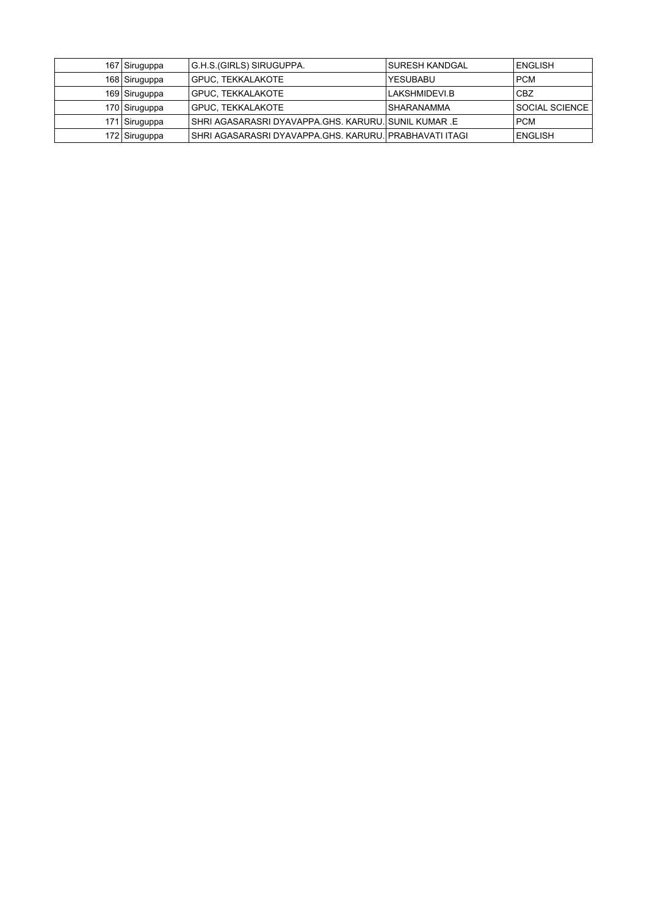| | | | | |
|---|---|---|---|---|
| 167 | Siruguppa | G.H.S.(GIRLS) SIRUGUPPA. | SURESH KANDGAL | ENGLISH |
| 168 | Siruguppa | GPUC, TEKKALAKOTE | YESUBABU | PCM |
| 169 | Siruguppa | GPUC, TEKKALAKOTE | LAKSHMIDEVI.B | CBZ |
| 170 | Siruguppa | GPUC, TEKKALAKOTE | SHARANAMMA | SOCIAL SCIENCE |
| 171 | Siruguppa | SHRI AGASARASRI DYAVAPPA.GHS. KARURU. | SUNIL KUMAR .E | PCM |
| 172 | Siruguppa | SHRI AGASARASRI DYAVAPPA.GHS. KARURU. | PRABHAVATI ITAGI | ENGLISH |